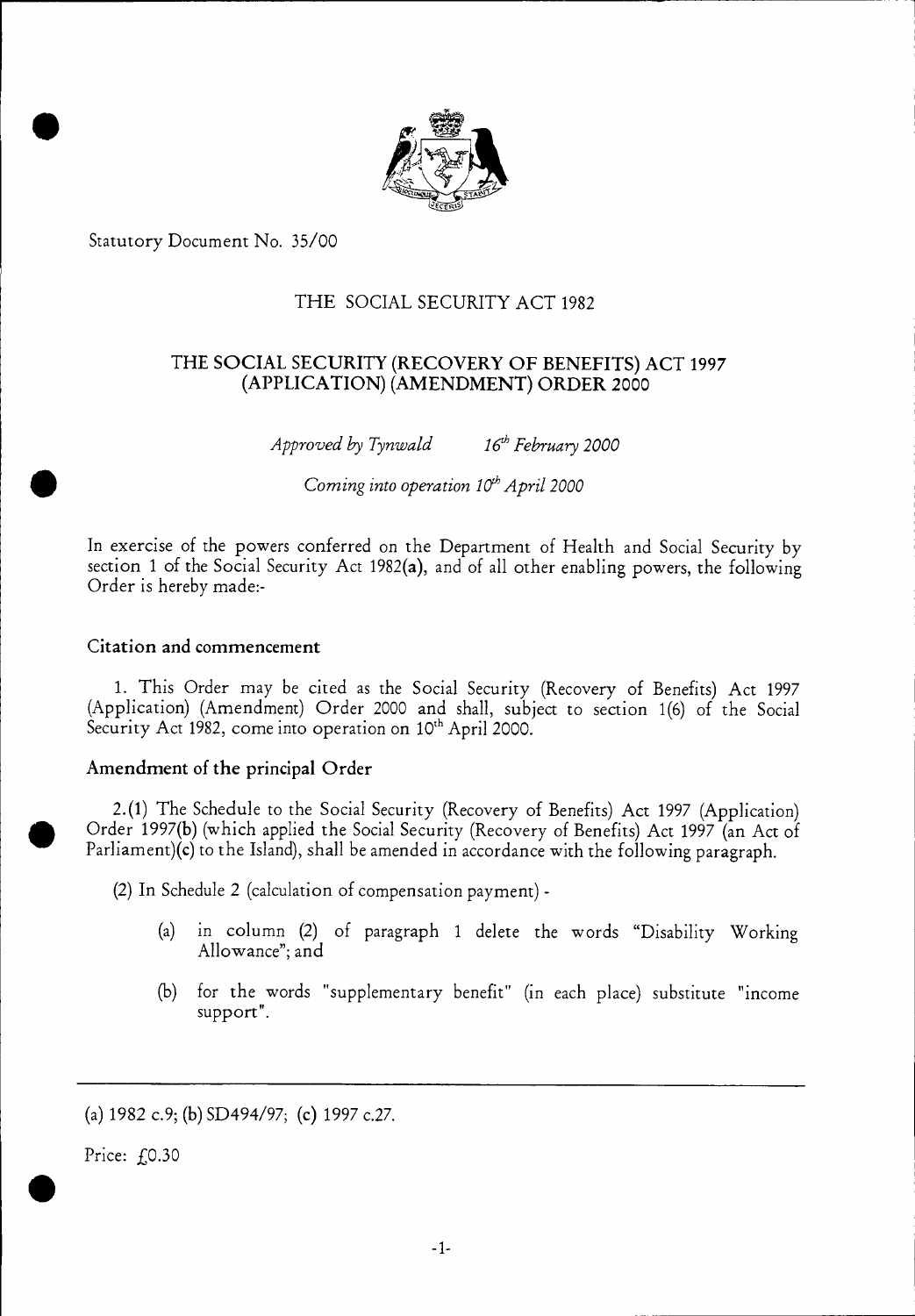Statutory Document No. 35/00

# THE SOCIAL SECURITY ACT 1982

# THE SOCIAL SECURITY (RECOVERY OF BENEFITS) ACT 1997 (APPLICATION) (AMENDMENT) ORDER 2000

*Approved by Tynwald 16th February 2000*

*Coming into operation 10th April 2000*

In exercise of the powers conferred on the Department of Health and Social Security by section 1 of the Social Security Act 1982(**a**), and of all other enabling powers, the following Order is hereby made:-

### Citation and commencement

1. This Order may be cited as the Social Security (Recovery of Benefits) Act 1997 (Application) (Amendment) Order 2000 and shall, subject to section 1(6) of the Social Security Act 1982, come into operation on 10th April 2000.

### Amendment of the principal Order

2.(1) The Schedule to the Social Security (Recovery of Benefits) Act 1997 (Application) Order 1997(**b**) (which applied the Social Security (Recovery of Benefits) Act 1997 (an Act of Parliament)(**c**) to the Island), shall be amended in accordance with the following paragraph.

(2) In Schedule 2 (calculation of compensation payment) -

(a) in column (2) of paragraph 1 delete the words "Disability Working Allowance"; and

(b) for the words "supplementary benefit" (in each place) substitute "income support".

---

(a) 1982 c.9; (b) SD494/97; (c) 1997 c.27.

Price: £0.30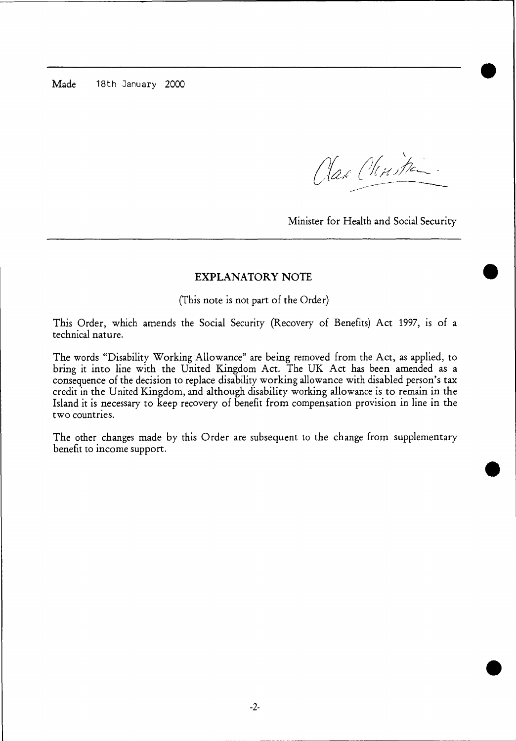Made 18th January 2000

Minister for Health and Social Security

## EXPLANATORY NOTE

(This note is not part of the Order)

This Order, which amends the Social Security (Recovery of Benefits) Act 1997, is of a technical nature.

The words "Disability Working Allowance" are being removed from the Act, as applied, to bring it into line with the United Kingdom Act. The UK Act has been amended as a consequence of the decision to replace disability working allowance with disabled person's tax credit in the United Kingdom, and although disability working allowance is to remain in the Island it is necessary to keep recovery of benefit from compensation provision in line in the two countries.

The other changes made by this Order are subsequent to the change from supplementary benefit to income support.